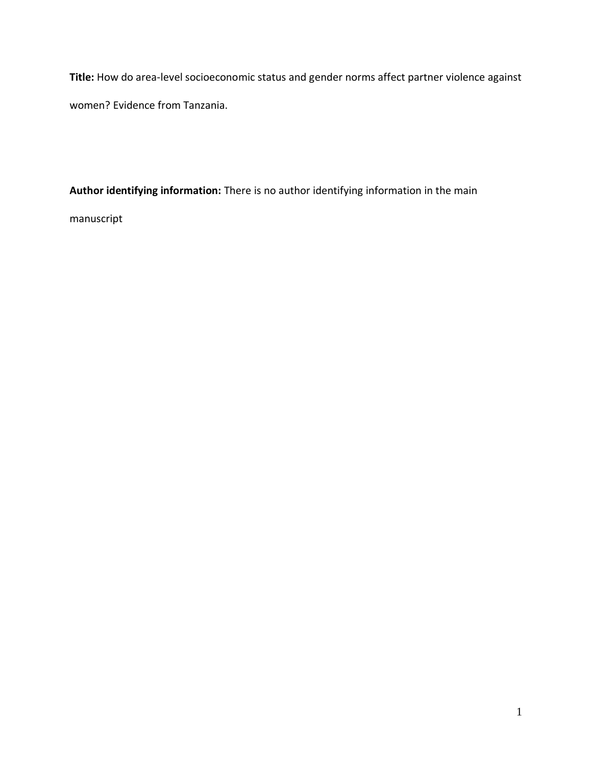**Title:** How do area-level socioeconomic status and gender norms affect partner violence against women? Evidence from Tanzania.

**Author identifying information:** There is no author identifying information in the main manuscript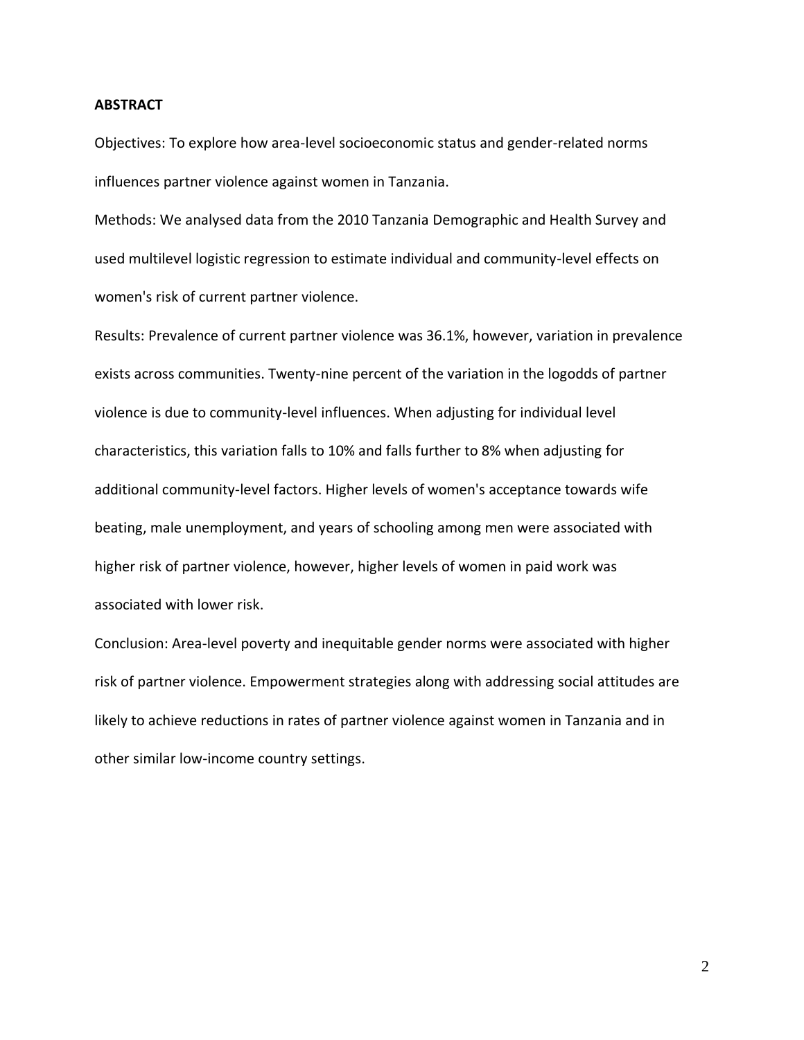## ABSTRACT

Objectives: To explore how area-level socioeconomic status and gender-related norms influences partner violence against women in Tanzania.

Methods: We analysed data from the 2010 Tanzania Demographic and Health Survey and used multilevel logistic regression to estimate individual and community-level effects on women's risk of current partner violence.

Results: Prevalence of current partner violence was 36.1%, however, variation in prevalence exists across communities. Twenty-nine percent of the variation in the logodds of partner violence is due to community-level influences. When adjusting for individual level characteristics, this variation falls to 10% and falls further to 8% when adjusting for additional community-level factors. Higher levels of women's acceptance towards wife beating, male unemployment, and years of schooling among men were associated with higher risk of partner violence, however, higher levels of women in paid work was associated with lower risk.

Conclusion: Area-level poverty and inequitable gender norms were associated with higher risk of partner violence. Empowerment strategies along with addressing social attitudes are likely to achieve reductions in rates of partner violence against women in Tanzania and in other similar low-income country settings.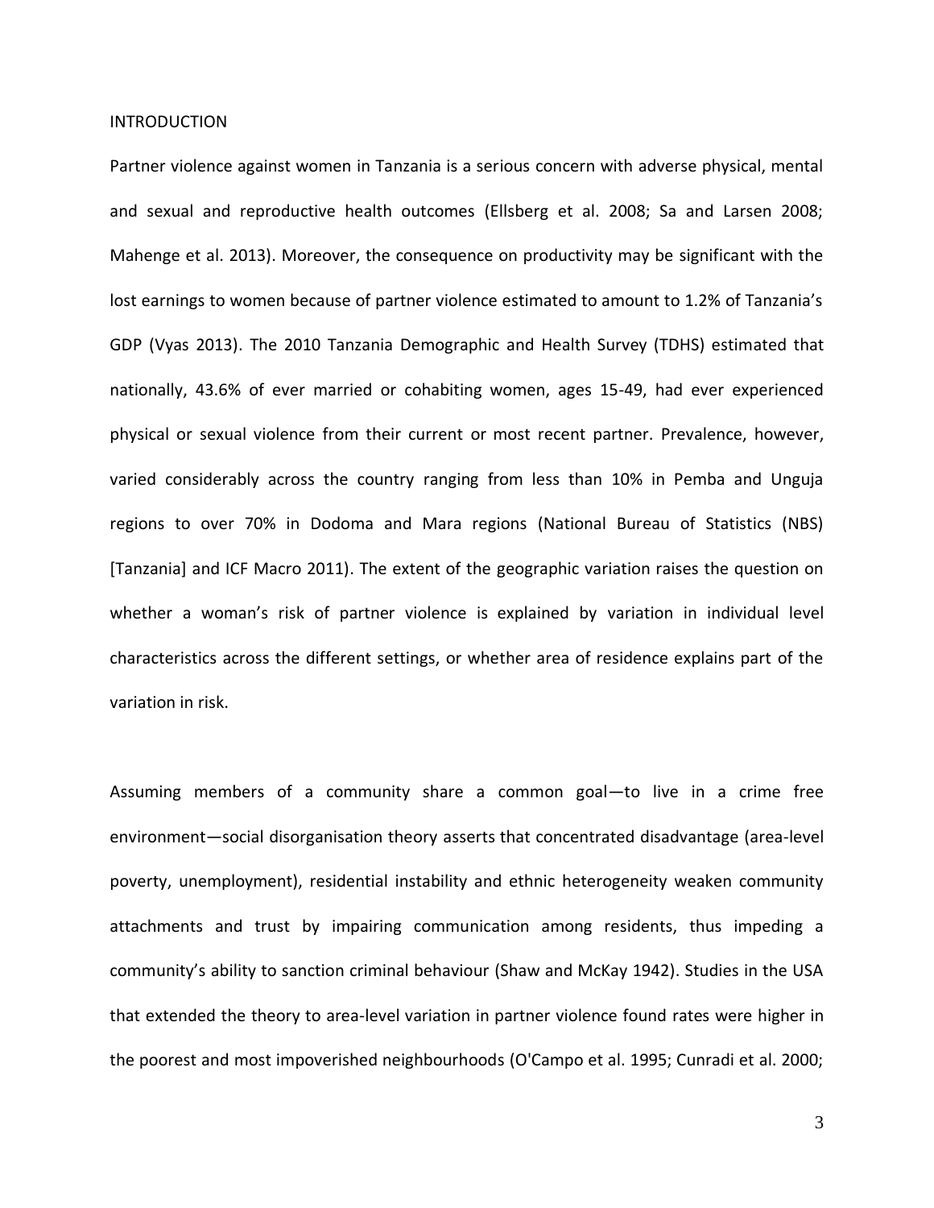## INTRODUCTION

Partner violence against women in Tanzania is a serious concern with adverse physical, mental and sexual and reproductive health outcomes (Ellsberg et al. 2008; Sa and Larsen 2008; Mahenge et al. 2013). Moreover, the consequence on productivity may be significant with the lost earnings to women because of partner violence estimated to amount to 1.2% of Tanzania's GDP (Vyas 2013). The 2010 Tanzania Demographic and Health Survey (TDHS) estimated that nationally, 43.6% of ever married or cohabiting women, ages 15-49, had ever experienced physical or sexual violence from their current or most recent partner. Prevalence, however, varied considerably across the country ranging from less than 10% in Pemba and Unguja regions to over 70% in Dodoma and Mara regions (National Bureau of Statistics (NBS) [Tanzania] and ICF Macro 2011). The extent of the geographic variation raises the question on whether a woman's risk of partner violence is explained by variation in individual level characteristics across the different settings, or whether area of residence explains part of the variation in risk.

Assuming members of a community share a common goal—to live in a crime free environment—social disorganisation theory asserts that concentrated disadvantage (area-level poverty, unemployment), residential instability and ethnic heterogeneity weaken community attachments and trust by impairing communication among residents, thus impeding a community's ability to sanction criminal behaviour (Shaw and McKay 1942). Studies in the USA that extended the theory to area-level variation in partner violence found rates were higher in the poorest and most impoverished neighbourhoods (O'Campo et al. 1995; Cunradi et al. 2000;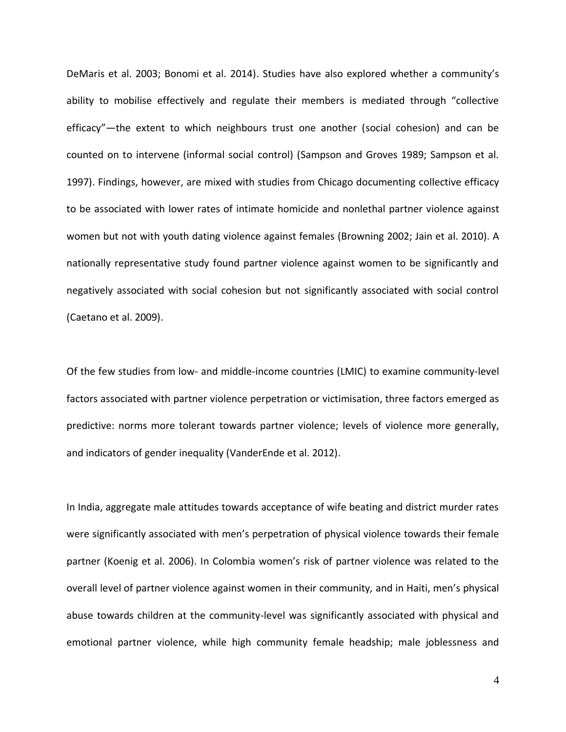DeMaris et al. 2003; Bonomi et al. 2014). Studies have also explored whether a community's ability to mobilise effectively and regulate their members is mediated through "collective efficacy"—the extent to which neighbours trust one another (social cohesion) and can be counted on to intervene (informal social control) (Sampson and Groves 1989; Sampson et al. 1997). Findings, however, are mixed with studies from Chicago documenting collective efficacy to be associated with lower rates of intimate homicide and nonlethal partner violence against women but not with youth dating violence against females (Browning 2002; Jain et al. 2010). A nationally representative study found partner violence against women to be significantly and negatively associated with social cohesion but not significantly associated with social control (Caetano et al. 2009).

Of the few studies from low- and middle-income countries (LMIC) to examine community-level factors associated with partner violence perpetration or victimisation, three factors emerged as predictive: norms more tolerant towards partner violence; levels of violence more generally, and indicators of gender inequality (VanderEnde et al. 2012).

In India, aggregate male attitudes towards acceptance of wife beating and district murder rates were significantly associated with men's perpetration of physical violence towards their female partner (Koenig et al. 2006). In Colombia women's risk of partner violence was related to the overall level of partner violence against women in their community, and in Haiti, men's physical abuse towards children at the community-level was significantly associated with physical and emotional partner violence, while high community female headship; male joblessness and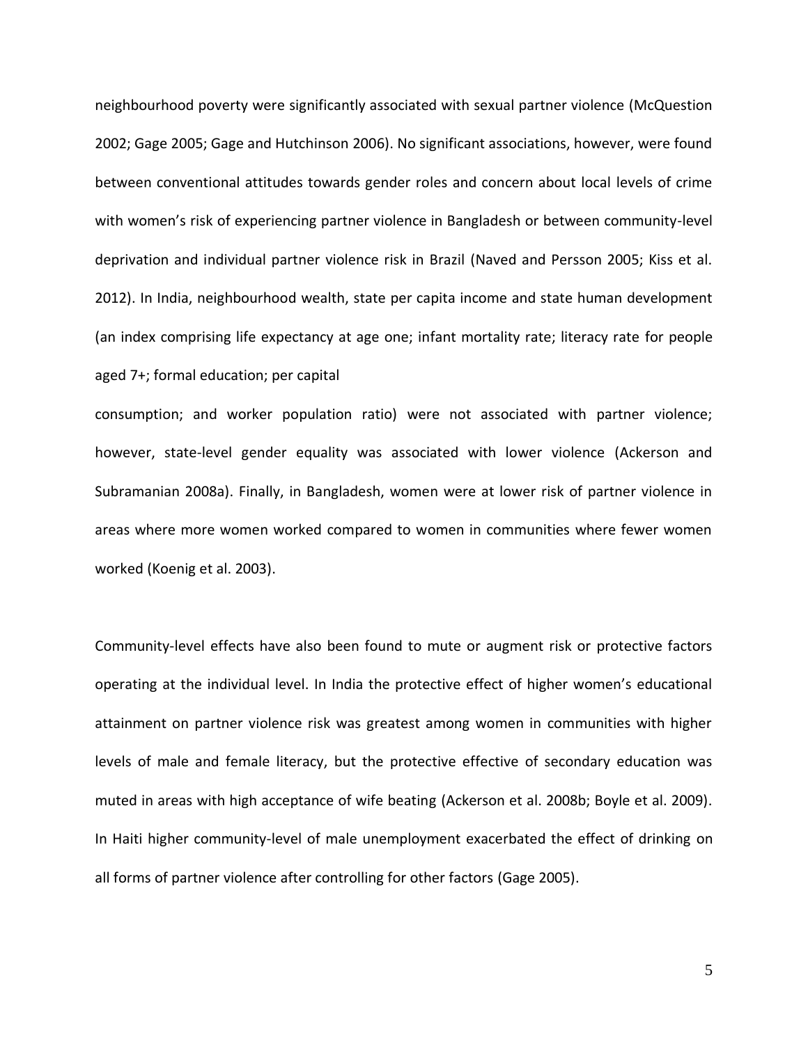neighbourhood poverty were significantly associated with sexual partner violence (McQuestion 2002; Gage 2005; Gage and Hutchinson 2006). No significant associations, however, were found between conventional attitudes towards gender roles and concern about local levels of crime with women's risk of experiencing partner violence in Bangladesh or between community-level deprivation and individual partner violence risk in Brazil (Naved and Persson 2005; Kiss et al. 2012). In India, neighbourhood wealth, state per capita income and state human development (an index comprising life expectancy at age one; infant mortality rate; literacy rate for people aged 7+; formal education; per capital consumption; and worker population ratio) were not associated with partner violence; however, state-level gender equality was associated with lower violence (Ackerson and Subramanian 2008a). Finally, in Bangladesh, women were at lower risk of partner violence in areas where more women worked compared to women in communities where fewer women worked (Koenig et al. 2003).

Community-level effects have also been found to mute or augment risk or protective factors operating at the individual level. In India the protective effect of higher women's educational attainment on partner violence risk was greatest among women in communities with higher levels of male and female literacy, but the protective effective of secondary education was muted in areas with high acceptance of wife beating (Ackerson et al. 2008b; Boyle et al. 2009). In Haiti higher community-level of male unemployment exacerbated the effect of drinking on all forms of partner violence after controlling for other factors (Gage 2005).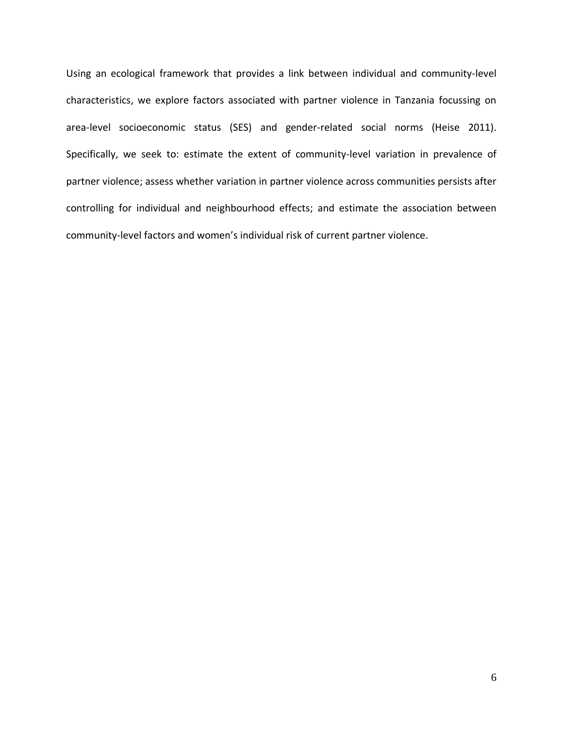Using an ecological framework that provides a link between individual and community-level characteristics, we explore factors associated with partner violence in Tanzania focussing on area-level socioeconomic status (SES) and gender-related social norms (Heise 2011). Specifically, we seek to: estimate the extent of community-level variation in prevalence of partner violence; assess whether variation in partner violence across communities persists after controlling for individual and neighbourhood effects; and estimate the association between community-level factors and women's individual risk of current partner violence.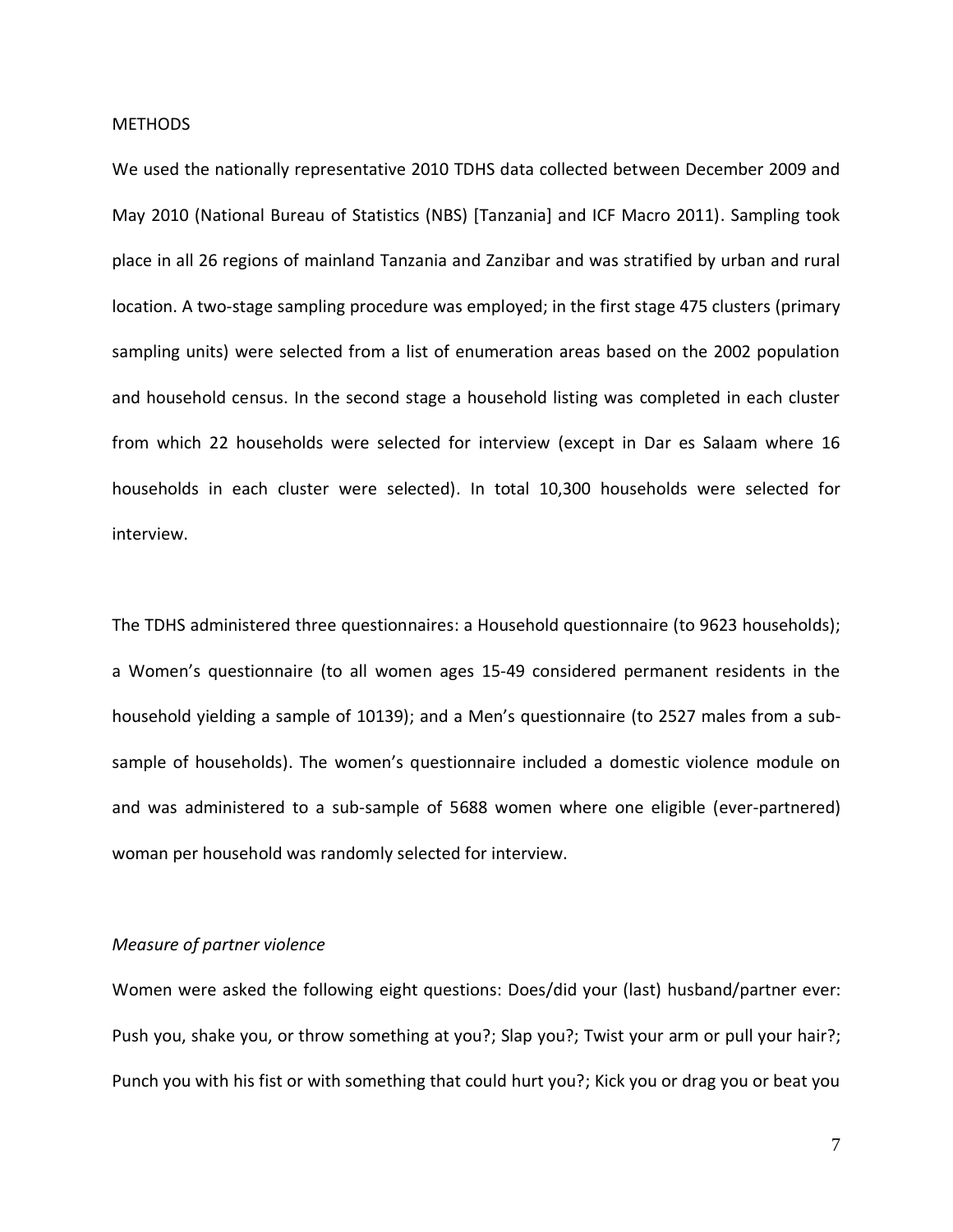METHODS

We used the nationally representative 2010 TDHS data collected between December 2009 and May 2010 (National Bureau of Statistics (NBS) [Tanzania] and ICF Macro 2011). Sampling took place in all 26 regions of mainland Tanzania and Zanzibar and was stratified by urban and rural location. A two-stage sampling procedure was employed; in the first stage 475 clusters (primary sampling units) were selected from a list of enumeration areas based on the 2002 population and household census. In the second stage a household listing was completed in each cluster from which 22 households were selected for interview (except in Dar es Salaam where 16 households in each cluster were selected). In total 10,300 households were selected for interview.

The TDHS administered three questionnaires: a Household questionnaire (to 9623 households); a Women's questionnaire (to all women ages 15-49 considered permanent residents in the household yielding a sample of 10139); and a Men's questionnaire (to 2527 males from a sub-sample of households). The women's questionnaire included a domestic violence module on and was administered to a sub-sample of 5688 women where one eligible (ever-partnered) woman per household was randomly selected for interview.

*Measure of partner violence*

Women were asked the following eight questions: Does/did your (last) husband/partner ever: Push you, shake you, or throw something at you?; Slap you?; Twist your arm or pull your hair?; Punch you with his fist or with something that could hurt you?; Kick you or drag you or beat you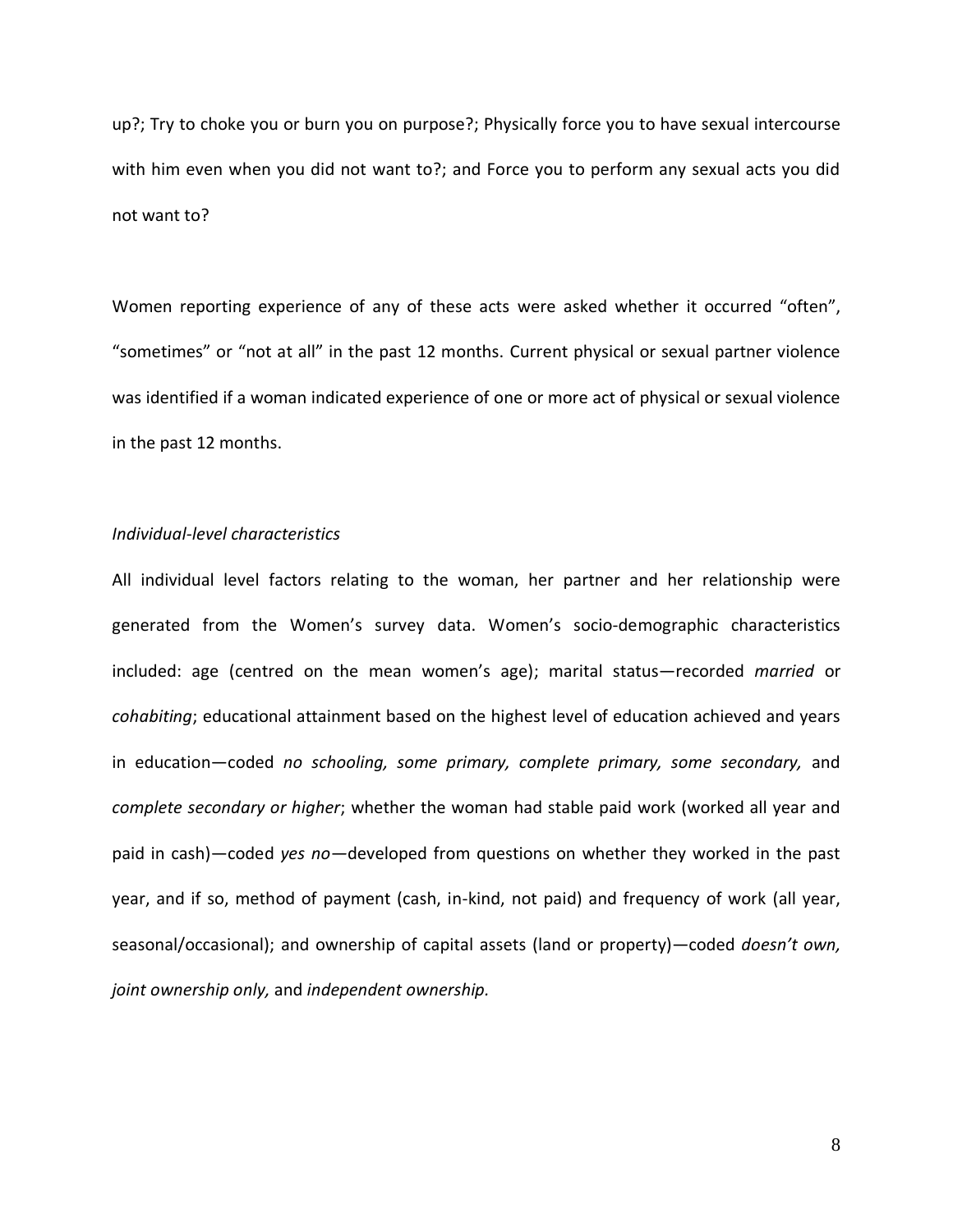up?; Try to choke you or burn you on purpose?; Physically force you to have sexual intercourse with him even when you did not want to?; and Force you to perform any sexual acts you did not want to?

Women reporting experience of any of these acts were asked whether it occurred "often", "sometimes" or "not at all" in the past 12 months. Current physical or sexual partner violence was identified if a woman indicated experience of one or more act of physical or sexual violence in the past 12 months.

*Individual-level characteristics*

All individual level factors relating to the woman, her partner and her relationship were generated from the Women's survey data. Women's socio-demographic characteristics included: age (centred on the mean women's age); marital status—recorded *married* or *cohabiting*; educational attainment based on the highest level of education achieved and years in education—coded *no schooling, some primary, complete primary, some secondary,* and *complete secondary or higher*; whether the woman had stable paid work (worked all year and paid in cash)—coded *yes no*—developed from questions on whether they worked in the past year, and if so, method of payment (cash, in-kind, not paid) and frequency of work (all year, seasonal/occasional); and ownership of capital assets (land or property)—coded *doesn't own, joint ownership only,* and *independent ownership.*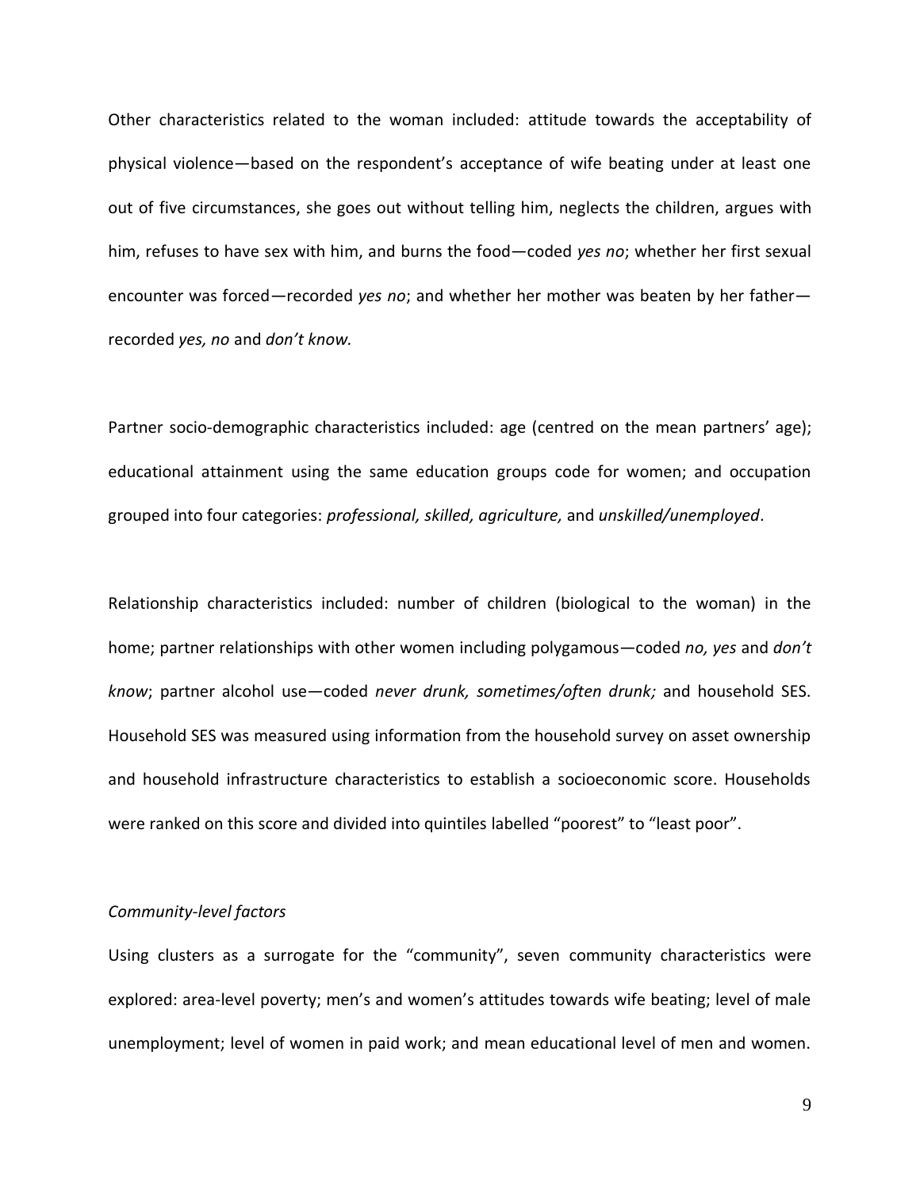Other characteristics related to the woman included: attitude towards the acceptability of physical violence—based on the respondent's acceptance of wife beating under at least one out of five circumstances, she goes out without telling him, neglects the children, argues with him, refuses to have sex with him, and burns the food—coded *yes no*; whether her first sexual encounter was forced—recorded *yes no*; and whether her mother was beaten by her father—recorded *yes, no* and *don't know.*

Partner socio-demographic characteristics included: age (centred on the mean partners' age); educational attainment using the same education groups code for women; and occupation grouped into four categories: *professional, skilled, agriculture,* and *unskilled/unemployed*.

Relationship characteristics included: number of children (biological to the woman) in the home; partner relationships with other women including polygamous—coded *no, yes* and *don't know*; partner alcohol use—coded *never drunk, sometimes/often drunk;* and household SES. Household SES was measured using information from the household survey on asset ownership and household infrastructure characteristics to establish a socioeconomic score. Households were ranked on this score and divided into quintiles labelled "poorest" to "least poor".

*Community-level factors*

Using clusters as a surrogate for the "community", seven community characteristics were explored: area-level poverty; men's and women's attitudes towards wife beating; level of male unemployment; level of women in paid work; and mean educational level of men and women.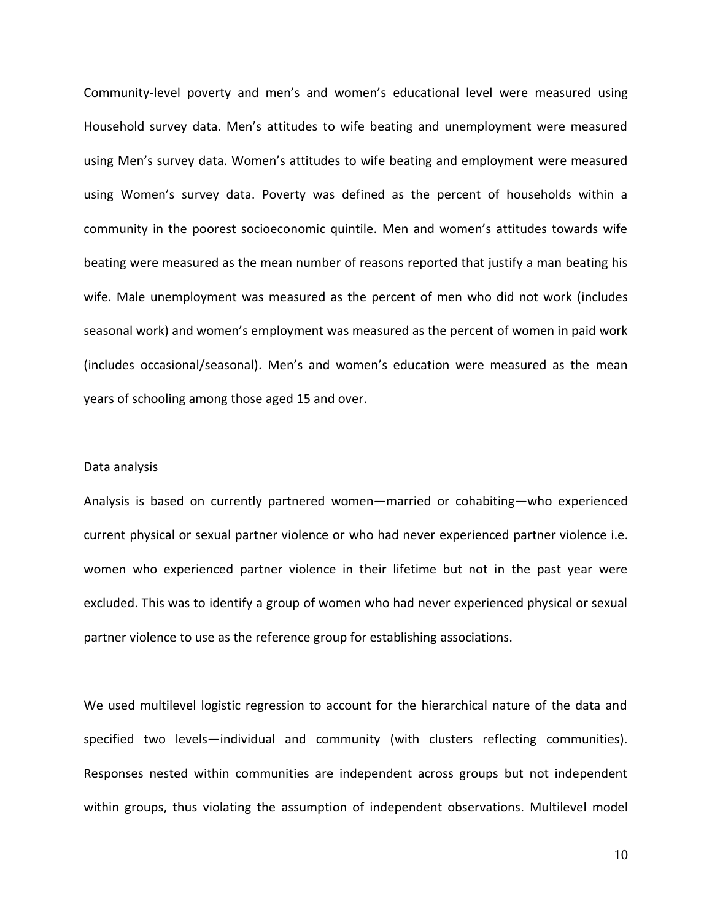Community-level poverty and men's and women's educational level were measured using Household survey data. Men's attitudes to wife beating and unemployment were measured using Men's survey data. Women's attitudes to wife beating and employment were measured using Women's survey data. Poverty was defined as the percent of households within a community in the poorest socioeconomic quintile. Men and women's attitudes towards wife beating were measured as the mean number of reasons reported that justify a man beating his wife. Male unemployment was measured as the percent of men who did not work (includes seasonal work) and women's employment was measured as the percent of women in paid work (includes occasional/seasonal). Men's and women's education were measured as the mean years of schooling among those aged 15 and over.

## Data analysis

Analysis is based on currently partnered women—married or cohabiting—who experienced current physical or sexual partner violence or who had never experienced partner violence i.e. women who experienced partner violence in their lifetime but not in the past year were excluded. This was to identify a group of women who had never experienced physical or sexual partner violence to use as the reference group for establishing associations.

We used multilevel logistic regression to account for the hierarchical nature of the data and specified two levels—individual and community (with clusters reflecting communities). Responses nested within communities are independent across groups but not independent within groups, thus violating the assumption of independent observations. Multilevel model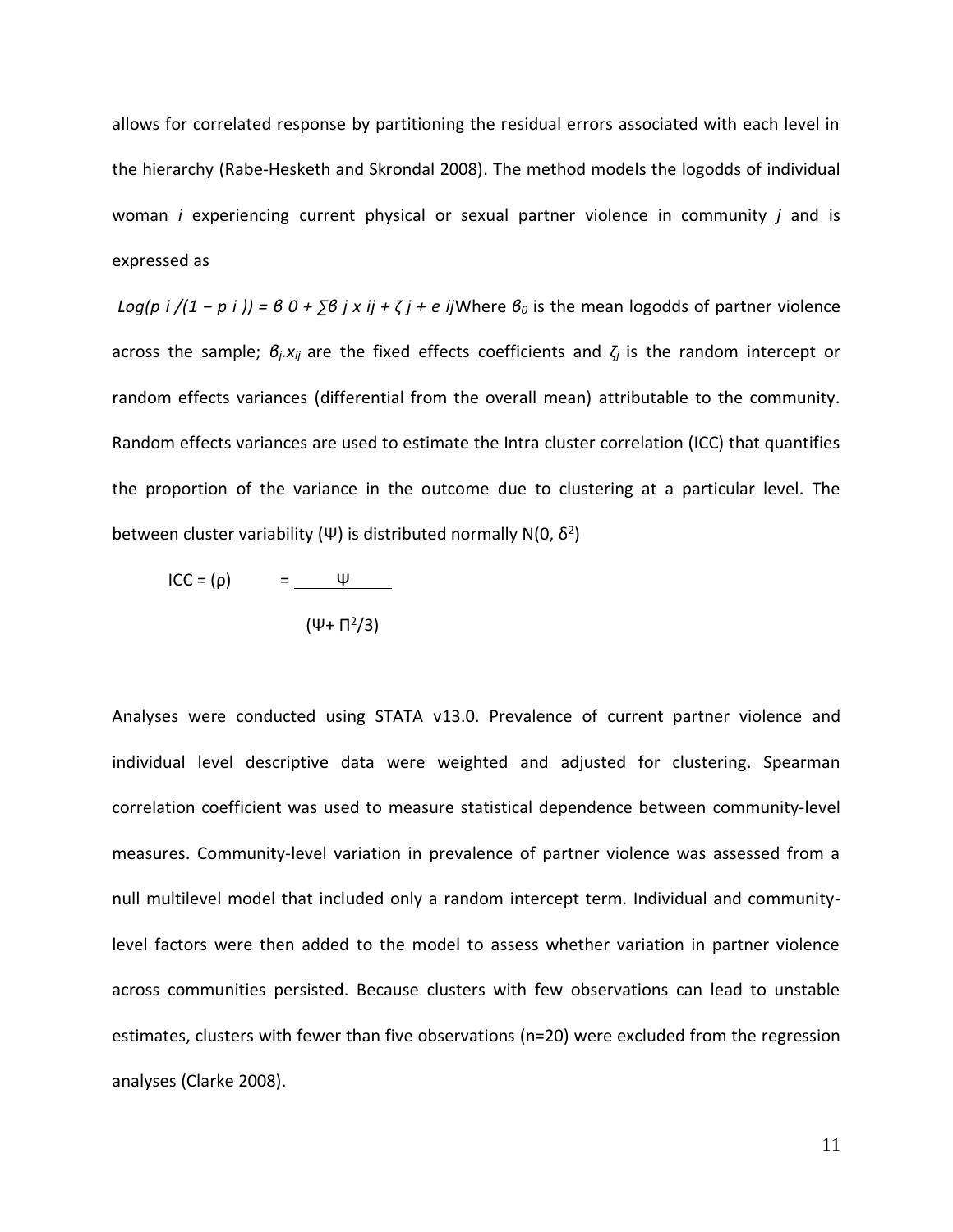allows for correlated response by partitioning the residual errors associated with each level in the hierarchy (Rabe-Hesketh and Skrondal 2008). The method models the logodds of individual woman *i* experiencing current physical or sexual partner violence in community *j* and is expressed as

$$Log(p_i/(1 - p_i)) = \beta_0 + \sum \beta_j x_{ij} + \zeta_j + e_{ij}$$

Where $\beta_0$ is the mean logodds of partner violence across the sample; $\beta_j.x_{ij}$ are the fixed effects coefficients and $\zeta_j$ is the random intercept or random effects variances (differential from the overall mean) attributable to the community. Random effects variances are used to estimate the Intra cluster correlation (ICC) that quantifies the proportion of the variance in the outcome due to clustering at a particular level. The between cluster variability ($\Psi$) is distributed normally $N(0, \delta^2)$

$$ICC = (\rho) = \frac{\Psi}{(\Psi + \Pi^2/3)}$$

Analyses were conducted using STATA v13.0. Prevalence of current partner violence and individual level descriptive data were weighted and adjusted for clustering. Spearman correlation coefficient was used to measure statistical dependence between community-level measures. Community-level variation in prevalence of partner violence was assessed from a null multilevel model that included only a random intercept term. Individual and community-level factors were then added to the model to assess whether variation in partner violence across communities persisted. Because clusters with few observations can lead to unstable estimates, clusters with fewer than five observations (n=20) were excluded from the regression analyses (Clarke 2008).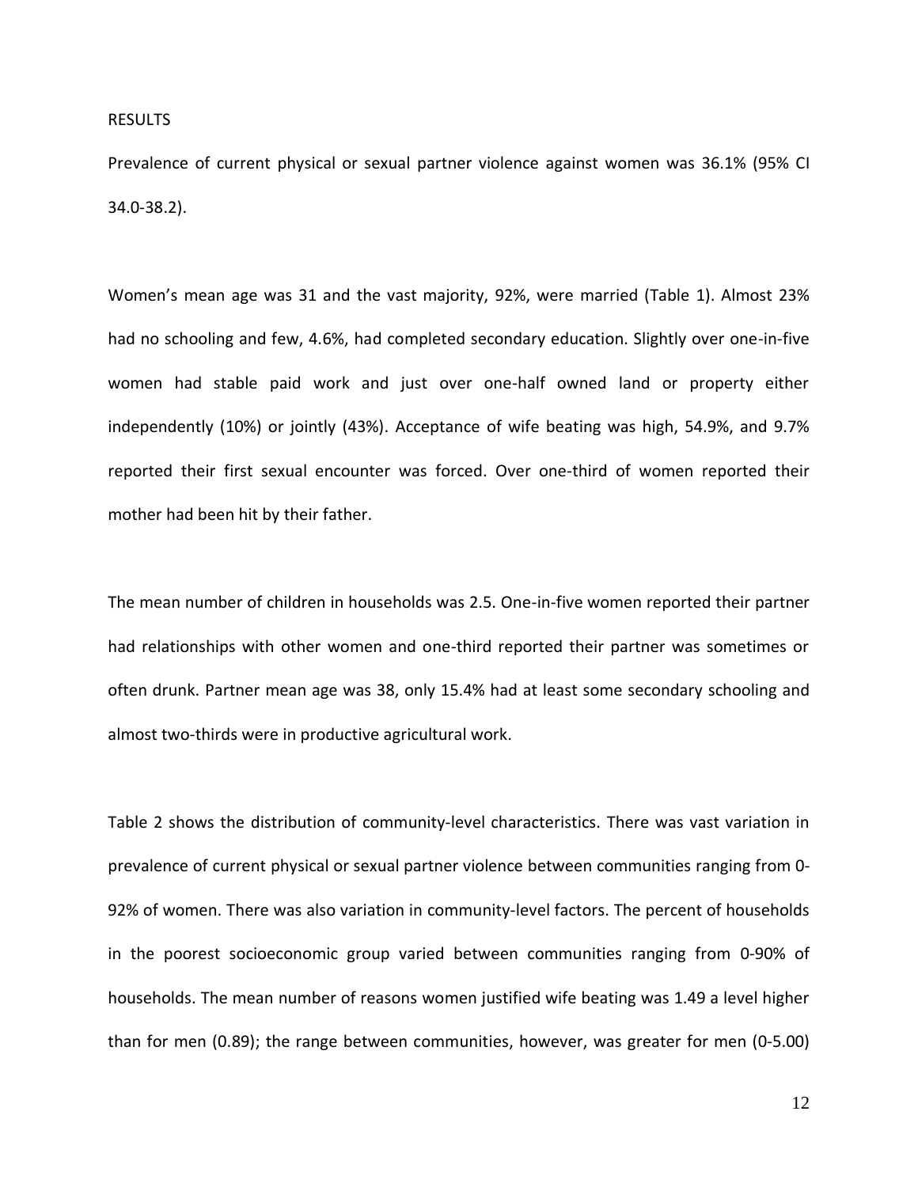## RESULTS

Prevalence of current physical or sexual partner violence against women was 36.1% (95% CI 34.0-38.2).

Women's mean age was 31 and the vast majority, 92%, were married (Table 1). Almost 23% had no schooling and few, 4.6%, had completed secondary education. Slightly over one-in-five women had stable paid work and just over one-half owned land or property either independently (10%) or jointly (43%). Acceptance of wife beating was high, 54.9%, and 9.7% reported their first sexual encounter was forced. Over one-third of women reported their mother had been hit by their father.

The mean number of children in households was 2.5. One-in-five women reported their partner had relationships with other women and one-third reported their partner was sometimes or often drunk. Partner mean age was 38, only 15.4% had at least some secondary schooling and almost two-thirds were in productive agricultural work.

Table 2 shows the distribution of community-level characteristics. There was vast variation in prevalence of current physical or sexual partner violence between communities ranging from 0-92% of women. There was also variation in community-level factors. The percent of households in the poorest socioeconomic group varied between communities ranging from 0-90% of households. The mean number of reasons women justified wife beating was 1.49 a level higher than for men (0.89); the range between communities, however, was greater for men (0-5.00)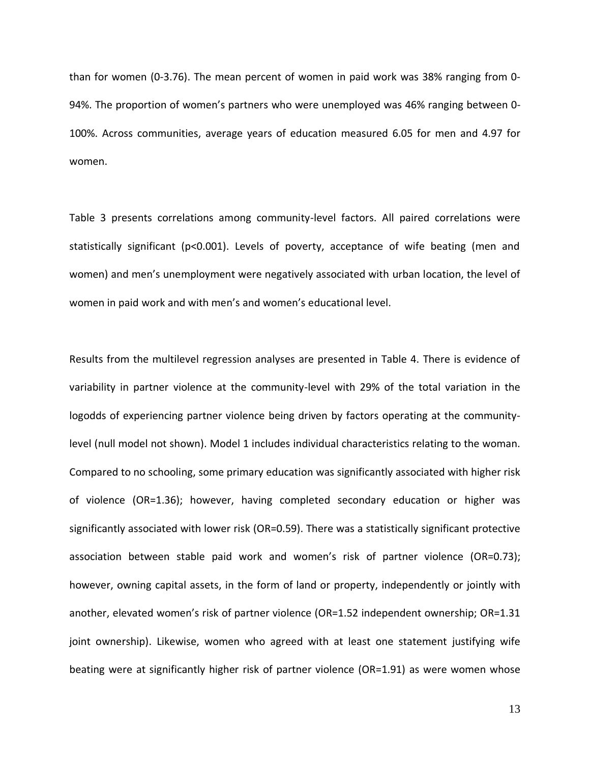than for women (0-3.76). The mean percent of women in paid work was 38% ranging from 0-94%. The proportion of women's partners who were unemployed was 46% ranging between 0-100%. Across communities, average years of education measured 6.05 for men and 4.97 for women.

Table 3 presents correlations among community-level factors. All paired correlations were statistically significant ($p<0.001$). Levels of poverty, acceptance of wife beating (men and women) and men's unemployment were negatively associated with urban location, the level of women in paid work and with men's and women's educational level.

Results from the multilevel regression analyses are presented in Table 4. There is evidence of variability in partner violence at the community-level with 29% of the total variation in the logodds of experiencing partner violence being driven by factors operating at the community-level (null model not shown). Model 1 includes individual characteristics relating to the woman. Compared to no schooling, some primary education was significantly associated with higher risk of violence (OR=1.36); however, having completed secondary education or higher was significantly associated with lower risk (OR=0.59). There was a statistically significant protective association between stable paid work and women's risk of partner violence (OR=0.73); however, owning capital assets, in the form of land or property, independently or jointly with another, elevated women's risk of partner violence (OR=1.52 independent ownership; OR=1.31 joint ownership). Likewise, women who agreed with at least one statement justifying wife beating were at significantly higher risk of partner violence (OR=1.91) as were women whose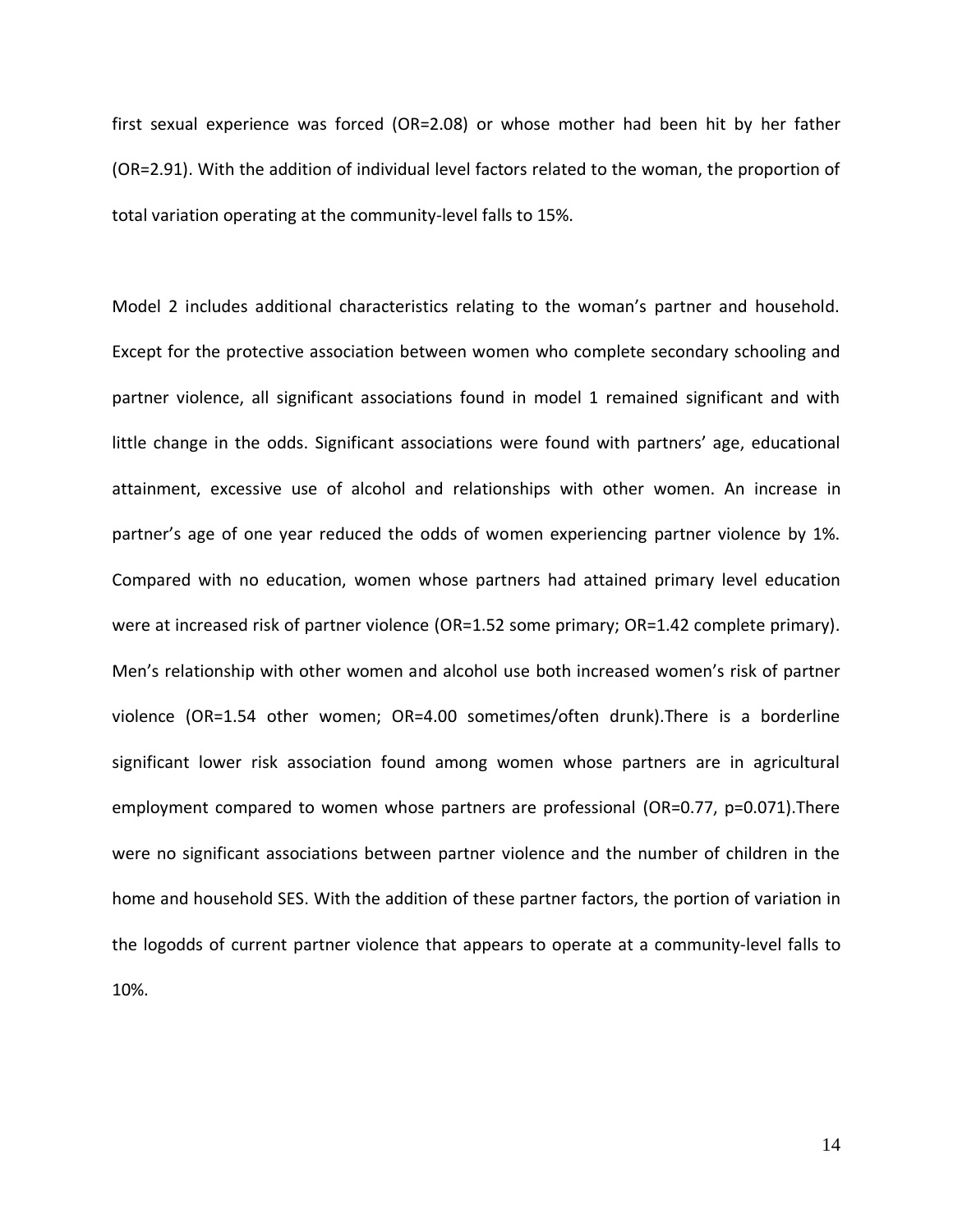first sexual experience was forced (OR=2.08) or whose mother had been hit by her father (OR=2.91). With the addition of individual level factors related to the woman, the proportion of total variation operating at the community-level falls to 15%.

Model 2 includes additional characteristics relating to the woman's partner and household. Except for the protective association between women who complete secondary schooling and partner violence, all significant associations found in model 1 remained significant and with little change in the odds. Significant associations were found with partners' age, educational attainment, excessive use of alcohol and relationships with other women. An increase in partner's age of one year reduced the odds of women experiencing partner violence by 1%. Compared with no education, women whose partners had attained primary level education were at increased risk of partner violence (OR=1.52 some primary; OR=1.42 complete primary). Men's relationship with other women and alcohol use both increased women's risk of partner violence (OR=1.54 other women; OR=4.00 sometimes/often drunk).There is a borderline significant lower risk association found among women whose partners are in agricultural employment compared to women whose partners are professional (OR=0.77, p=0.071).There were no significant associations between partner violence and the number of children in the home and household SES. With the addition of these partner factors, the portion of variation in the logodds of current partner violence that appears to operate at a community-level falls to 10%.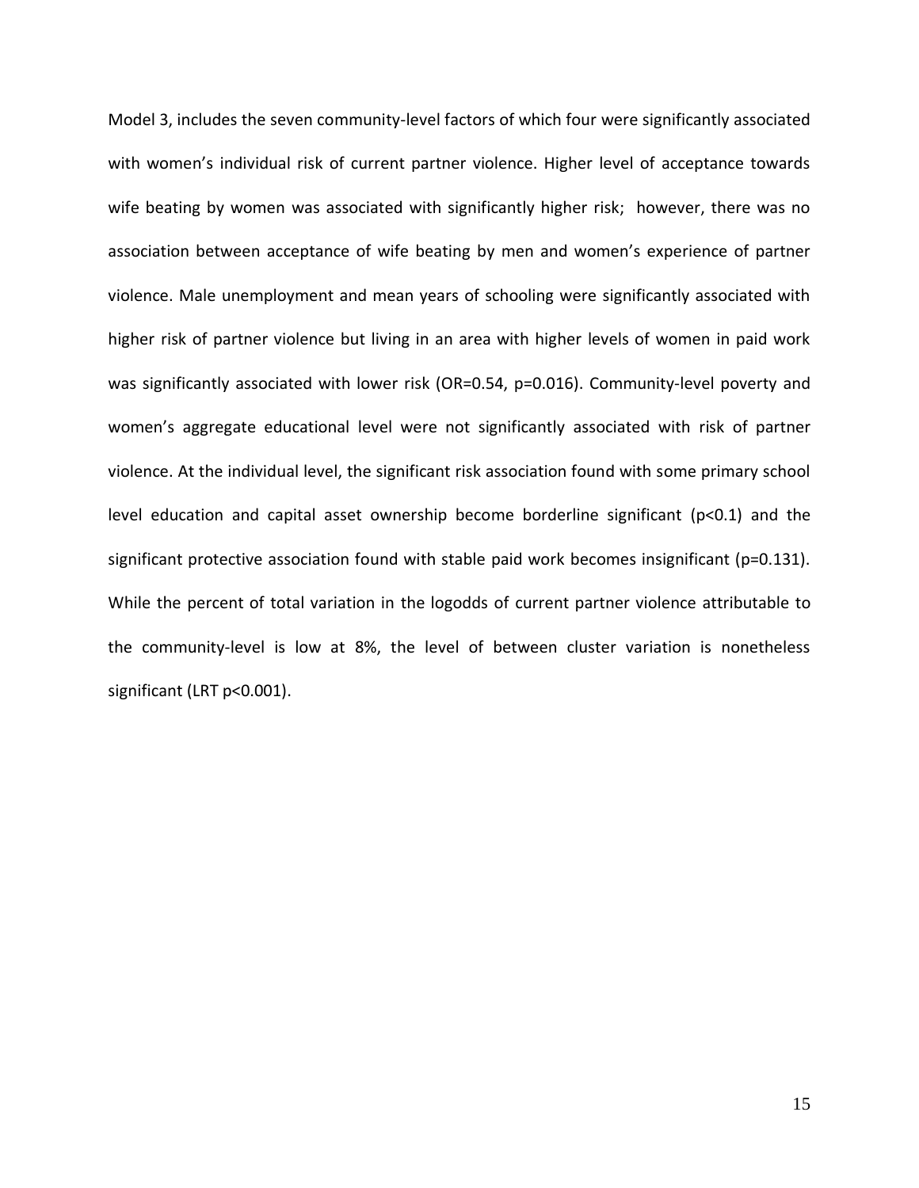Model 3, includes the seven community-level factors of which four were significantly associated with women's individual risk of current partner violence. Higher level of acceptance towards wife beating by women was associated with significantly higher risk;  however, there was no association between acceptance of wife beating by men and women's experience of partner violence. Male unemployment and mean years of schooling were significantly associated with higher risk of partner violence but living in an area with higher levels of women in paid work was significantly associated with lower risk (OR=0.54, p=0.016). Community-level poverty and women's aggregate educational level were not significantly associated with risk of partner violence. At the individual level, the significant risk association found with some primary school level education and capital asset ownership become borderline significant ($p<0.1$) and the significant protective association found with stable paid work becomes insignificant ($p=0.131$). While the percent of total variation in the logodds of current partner violence attributable to the community-level is low at 8%, the level of between cluster variation is nonetheless significant (LRT $p<0.001$).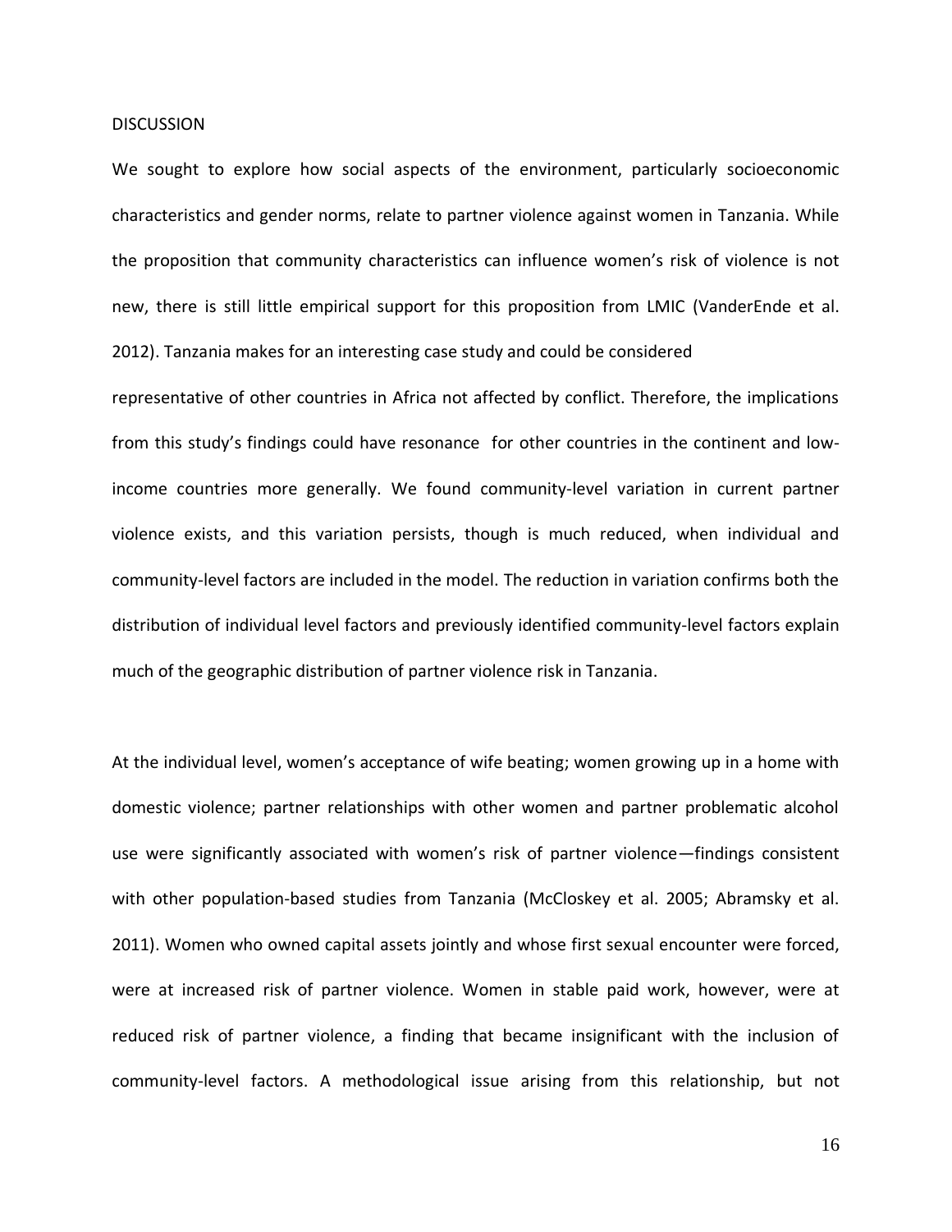## DISCUSSION

We sought to explore how social aspects of the environment, particularly socioeconomic characteristics and gender norms, relate to partner violence against women in Tanzania. While the proposition that community characteristics can influence women's risk of violence is not new, there is still little empirical support for this proposition from LMIC (VanderEnde et al. 2012). Tanzania makes for an interesting case study and could be considered representative of other countries in Africa not affected by conflict. Therefore, the implications from this study's findings could have resonance for other countries in the continent and low-income countries more generally. We found community-level variation in current partner violence exists, and this variation persists, though is much reduced, when individual and community-level factors are included in the model. The reduction in variation confirms both the distribution of individual level factors and previously identified community-level factors explain much of the geographic distribution of partner violence risk in Tanzania.

At the individual level, women's acceptance of wife beating; women growing up in a home with domestic violence; partner relationships with other women and partner problematic alcohol use were significantly associated with women's risk of partner violence—findings consistent with other population-based studies from Tanzania (McCloskey et al. 2005; Abramsky et al. 2011). Women who owned capital assets jointly and whose first sexual encounter were forced, were at increased risk of partner violence. Women in stable paid work, however, were at reduced risk of partner violence, a finding that became insignificant with the inclusion of community-level factors. A methodological issue arising from this relationship, but not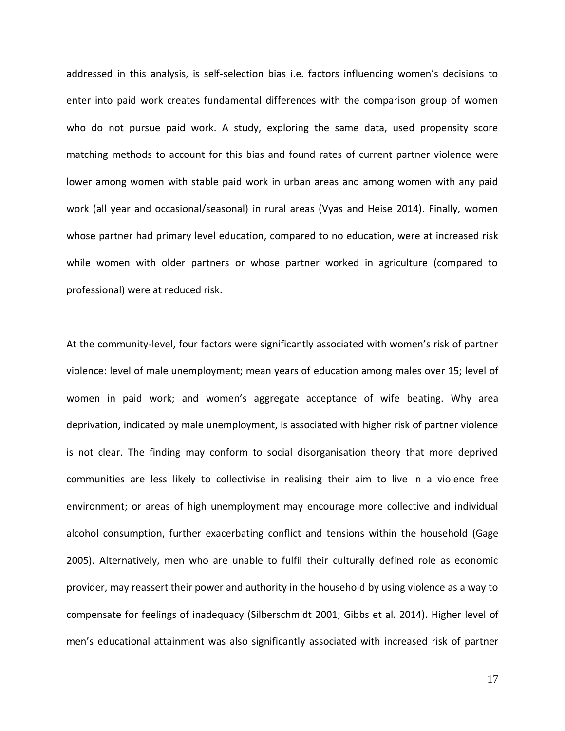addressed in this analysis, is self-selection bias i.e. factors influencing women's decisions to enter into paid work creates fundamental differences with the comparison group of women who do not pursue paid work. A study, exploring the same data, used propensity score matching methods to account for this bias and found rates of current partner violence were lower among women with stable paid work in urban areas and among women with any paid work (all year and occasional/seasonal) in rural areas (Vyas and Heise 2014). Finally, women whose partner had primary level education, compared to no education, were at increased risk while women with older partners or whose partner worked in agriculture (compared to professional) were at reduced risk.

At the community-level, four factors were significantly associated with women's risk of partner violence: level of male unemployment; mean years of education among males over 15; level of women in paid work; and women's aggregate acceptance of wife beating. Why area deprivation, indicated by male unemployment, is associated with higher risk of partner violence is not clear. The finding may conform to social disorganisation theory that more deprived communities are less likely to collectivise in realising their aim to live in a violence free environment; or areas of high unemployment may encourage more collective and individual alcohol consumption, further exacerbating conflict and tensions within the household (Gage 2005). Alternatively, men who are unable to fulfil their culturally defined role as economic provider, may reassert their power and authority in the household by using violence as a way to compensate for feelings of inadequacy (Silberschmidt 2001; Gibbs et al. 2014). Higher level of men's educational attainment was also significantly associated with increased risk of partner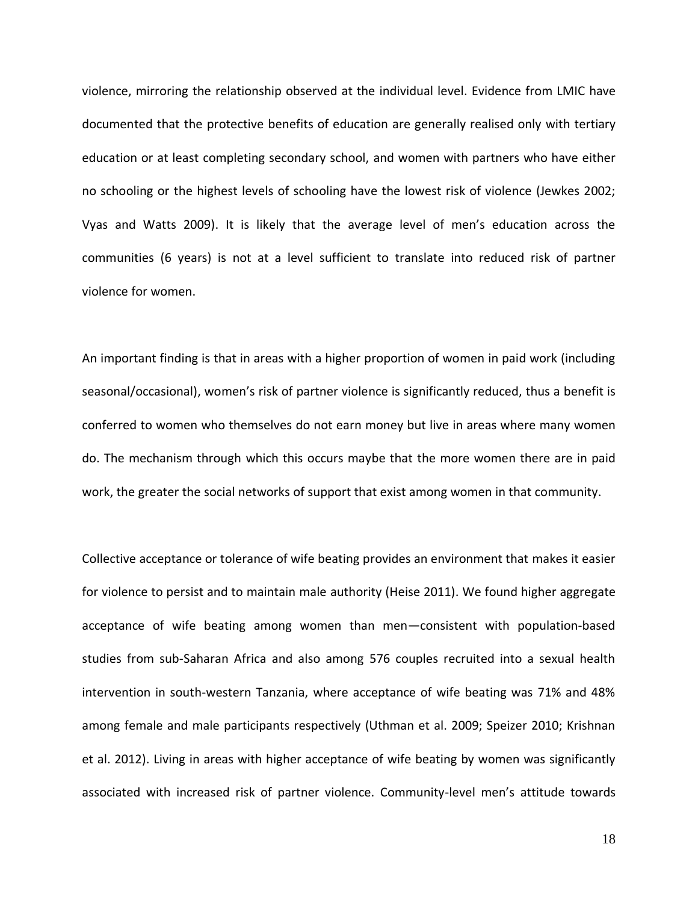violence, mirroring the relationship observed at the individual level. Evidence from LMIC have documented that the protective benefits of education are generally realised only with tertiary education or at least completing secondary school, and women with partners who have either no schooling or the highest levels of schooling have the lowest risk of violence (Jewkes 2002; Vyas and Watts 2009). It is likely that the average level of men's education across the communities (6 years) is not at a level sufficient to translate into reduced risk of partner violence for women.

An important finding is that in areas with a higher proportion of women in paid work (including seasonal/occasional), women's risk of partner violence is significantly reduced, thus a benefit is conferred to women who themselves do not earn money but live in areas where many women do. The mechanism through which this occurs maybe that the more women there are in paid work, the greater the social networks of support that exist among women in that community.

Collective acceptance or tolerance of wife beating provides an environment that makes it easier for violence to persist and to maintain male authority (Heise 2011). We found higher aggregate acceptance of wife beating among women than men—consistent with population-based studies from sub-Saharan Africa and also among 576 couples recruited into a sexual health intervention in south-western Tanzania, where acceptance of wife beating was 71% and 48% among female and male participants respectively (Uthman et al. 2009; Speizer 2010; Krishnan et al. 2012). Living in areas with higher acceptance of wife beating by women was significantly associated with increased risk of partner violence. Community-level men's attitude towards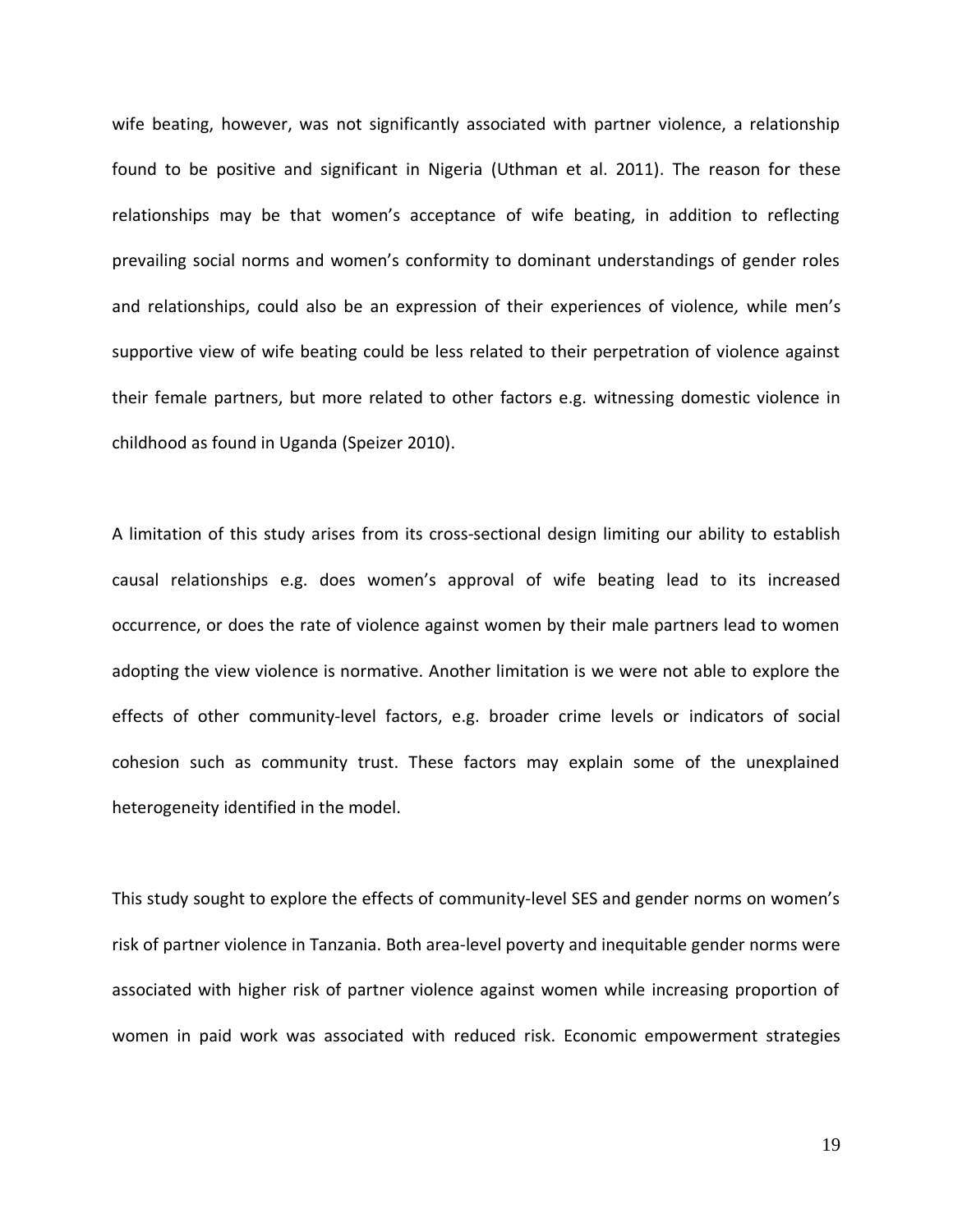wife beating, however, was not significantly associated with partner violence, a relationship found to be positive and significant in Nigeria (Uthman et al. 2011). The reason for these relationships may be that women's acceptance of wife beating, in addition to reflecting prevailing social norms and women's conformity to dominant understandings of gender roles and relationships, could also be an expression of their experiences of violence*,* while men's supportive view of wife beating could be less related to their perpetration of violence against their female partners, but more related to other factors e.g. witnessing domestic violence in childhood as found in Uganda (Speizer 2010).

A limitation of this study arises from its cross-sectional design limiting our ability to establish causal relationships e.g. does women's approval of wife beating lead to its increased occurrence, or does the rate of violence against women by their male partners lead to women adopting the view violence is normative. Another limitation is we were not able to explore the effects of other community-level factors, e.g. broader crime levels or indicators of social cohesion such as community trust. These factors may explain some of the unexplained heterogeneity identified in the model.

This study sought to explore the effects of community-level SES and gender norms on women's risk of partner violence in Tanzania. Both area-level poverty and inequitable gender norms were associated with higher risk of partner violence against women while increasing proportion of women in paid work was associated with reduced risk. Economic empowerment strategies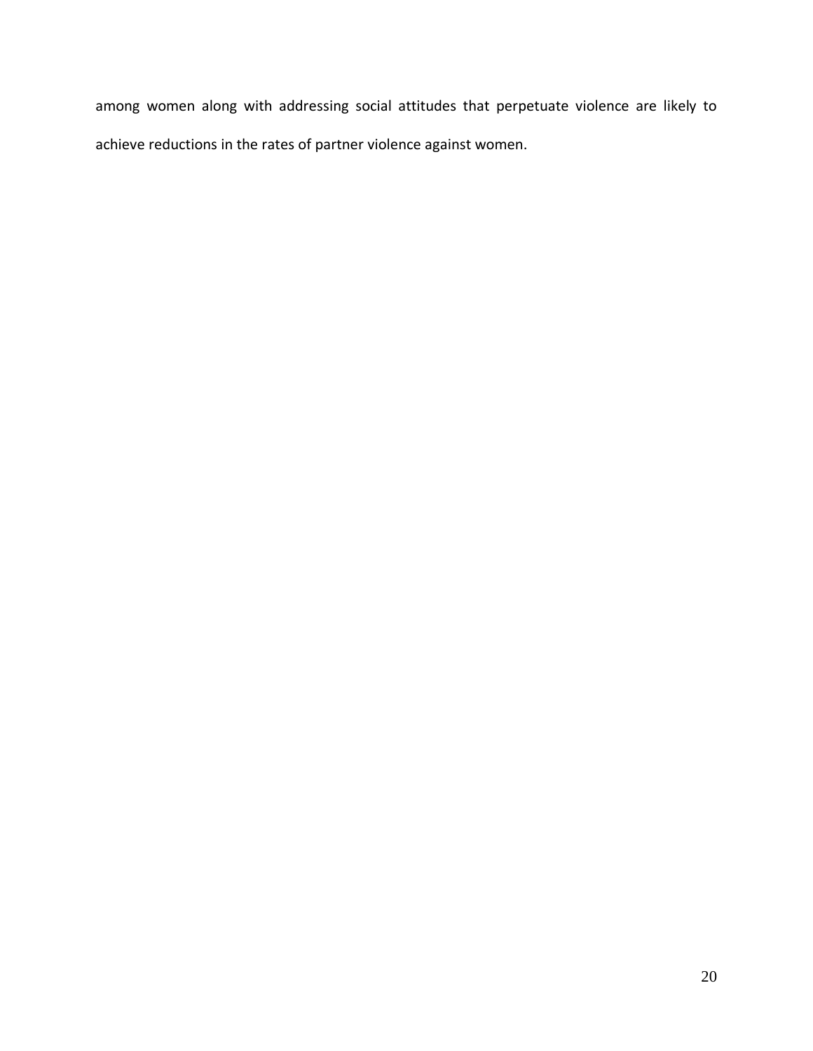among women along with addressing social attitudes that perpetuate violence are likely to achieve reductions in the rates of partner violence against women.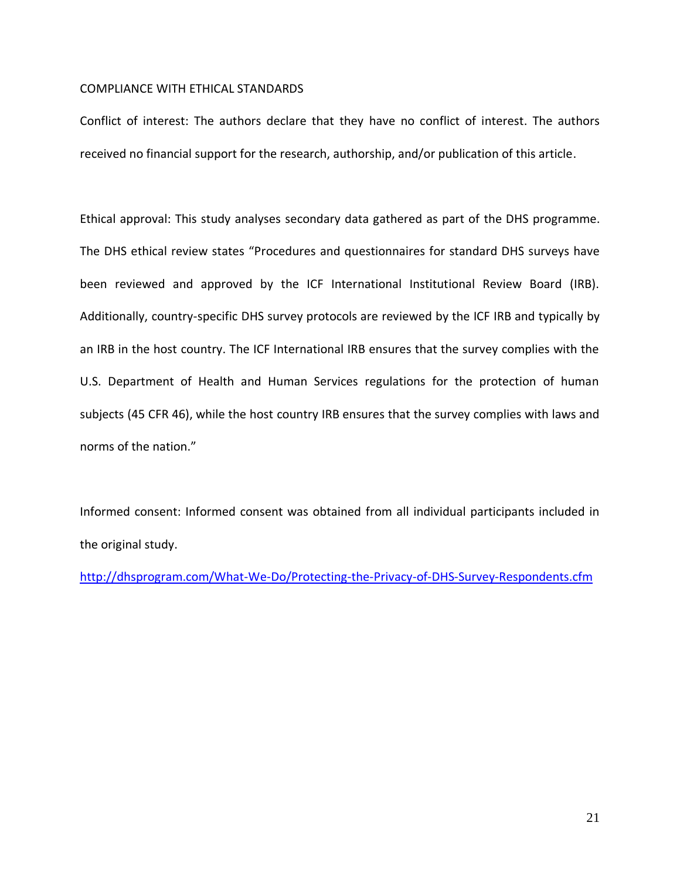## COMPLIANCE WITH ETHICAL STANDARDS

Conflict of interest: The authors declare that they have no conflict of interest. The authors received no financial support for the research, authorship, and/or publication of this article.

Ethical approval: This study analyses secondary data gathered as part of the DHS programme. The DHS ethical review states "Procedures and questionnaires for standard DHS surveys have been reviewed and approved by the ICF International Institutional Review Board (IRB). Additionally, country-specific DHS survey protocols are reviewed by the ICF IRB and typically by an IRB in the host country. The ICF International IRB ensures that the survey complies with the U.S. Department of Health and Human Services regulations for the protection of human subjects (45 CFR 46), while the host country IRB ensures that the survey complies with laws and norms of the nation."

Informed consent: Informed consent was obtained from all individual participants included in the original study.

http://dhsprogram.com/What-We-Do/Protecting-the-Privacy-of-DHS-Survey-Respondents.cfm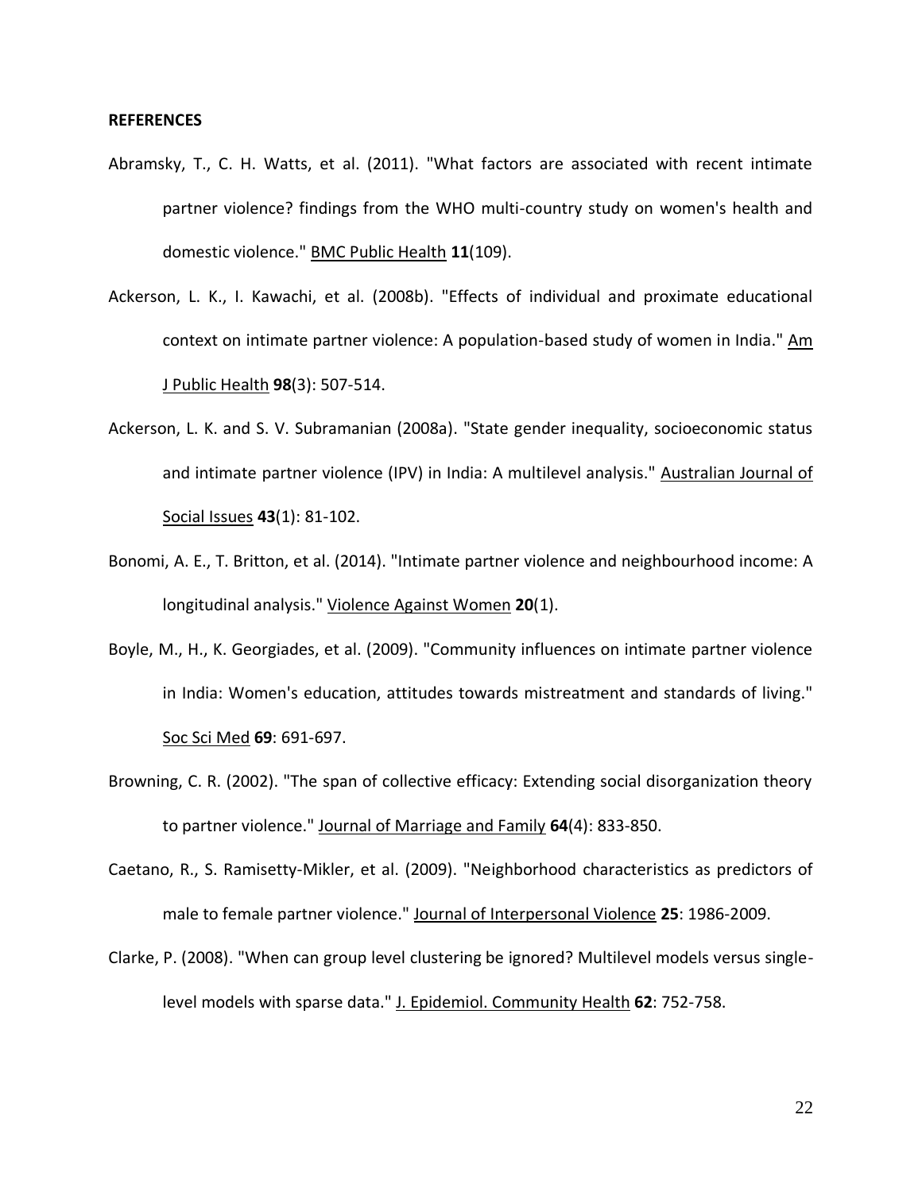**REFERENCES**

Abramsky, T., C. H. Watts, et al. (2011). "What factors are associated with recent intimate partner violence? findings from the WHO multi-country study on women's health and domestic violence." BMC Public Health **11**(109).

Ackerson, L. K., I. Kawachi, et al. (2008b). "Effects of individual and proximate educational context on intimate partner violence: A population-based study of women in India." Am J Public Health **98**(3): 507-514.

Ackerson, L. K. and S. V. Subramanian (2008a). "State gender inequality, socioeconomic status and intimate partner violence (IPV) in India: A multilevel analysis." Australian Journal of Social Issues **43**(1): 81-102.

Bonomi, A. E., T. Britton, et al. (2014). "Intimate partner violence and neighbourhood income: A longitudinal analysis." Violence Against Women **20**(1).

Boyle, M., H., K. Georgiades, et al. (2009). "Community influences on intimate partner violence in India: Women's education, attitudes towards mistreatment and standards of living." Soc Sci Med **69**: 691-697.

Browning, C. R. (2002). "The span of collective efficacy: Extending social disorganization theory to partner violence." Journal of Marriage and Family **64**(4): 833-850.

Caetano, R., S. Ramisetty-Mikler, et al. (2009). "Neighborhood characteristics as predictors of male to female partner violence." Journal of Interpersonal Violence **25**: 1986-2009.

Clarke, P. (2008). "When can group level clustering be ignored? Multilevel models versus single-level models with sparse data." J. Epidemiol. Community Health **62**: 752-758.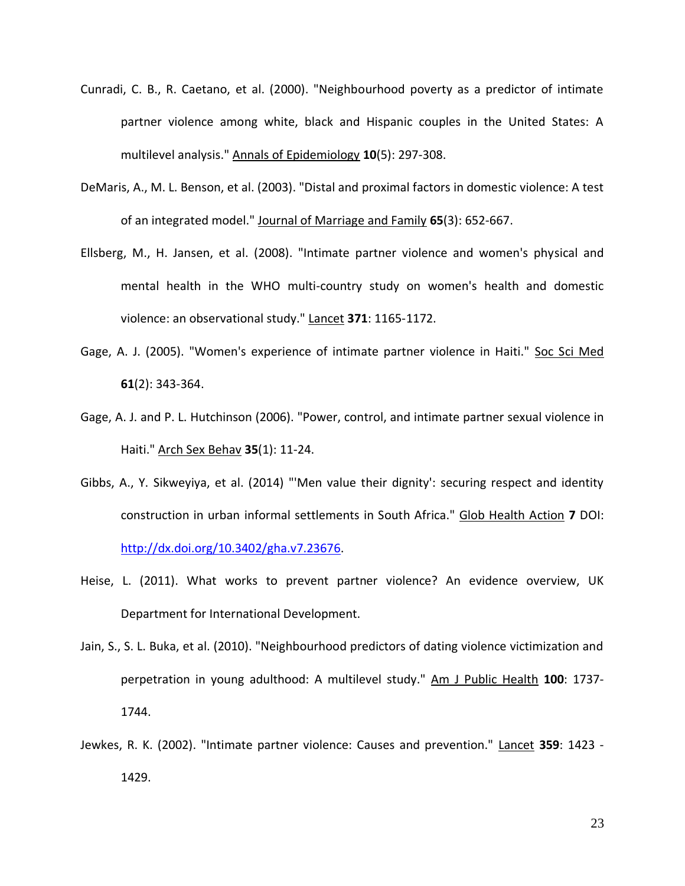Cunradi, C. B., R. Caetano, et al. (2000). "Neighbourhood poverty as a predictor of intimate partner violence among white, black and Hispanic couples in the United States: A multilevel analysis." Annals of Epidemiology **10**(5): 297-308.

DeMaris, A., M. L. Benson, et al. (2003). "Distal and proximal factors in domestic violence: A test of an integrated model." Journal of Marriage and Family **65**(3): 652-667.

Ellsberg, M., H. Jansen, et al. (2008). "Intimate partner violence and women's physical and mental health in the WHO multi-country study on women's health and domestic violence: an observational study." Lancet **371**: 1165-1172.

Gage, A. J. (2005). "Women's experience of intimate partner violence in Haiti." Soc Sci Med **61**(2): 343-364.

Gage, A. J. and P. L. Hutchinson (2006). "Power, control, and intimate partner sexual violence in Haiti." Arch Sex Behav **35**(1): 11-24.

Gibbs, A., Y. Sikweyiya, et al. (2014) "'Men value their dignity': securing respect and identity construction in urban informal settlements in South Africa." Glob Health Action **7** DOI: http://dx.doi.org/10.3402/gha.v7.23676.

Heise, L. (2011). What works to prevent partner violence? An evidence overview, UK Department for International Development.

Jain, S., S. L. Buka, et al. (2010). "Neighbourhood predictors of dating violence victimization and perpetration in young adulthood: A multilevel study." Am J Public Health **100**: 1737-1744.

Jewkes, R. K. (2002). "Intimate partner violence: Causes and prevention." Lancet **359**: 1423 - 1429.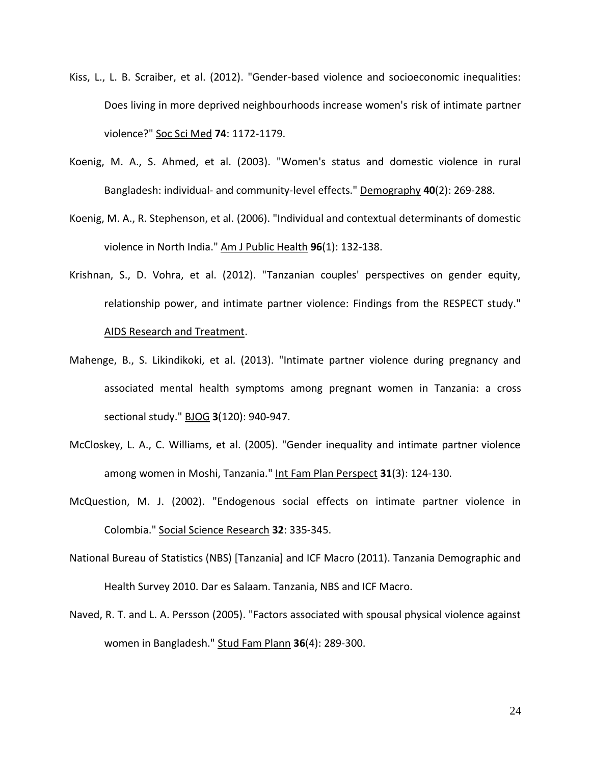Kiss, L., L. B. Scraiber, et al. (2012). "Gender-based violence and socioeconomic inequalities: Does living in more deprived neighbourhoods increase women's risk of intimate partner violence?" Soc Sci Med **74**: 1172-1179.

Koenig, M. A., S. Ahmed, et al. (2003). "Women's status and domestic violence in rural Bangladesh: individual- and community-level effects." Demography **40**(2): 269-288.

Koenig, M. A., R. Stephenson, et al. (2006). "Individual and contextual determinants of domestic violence in North India." Am J Public Health **96**(1): 132-138.

Krishnan, S., D. Vohra, et al. (2012). "Tanzanian couples' perspectives on gender equity, relationship power, and intimate partner violence: Findings from the RESPECT study." AIDS Research and Treatment.

Mahenge, B., S. Likindikoki, et al. (2013). "Intimate partner violence during pregnancy and associated mental health symptoms among pregnant women in Tanzania: a cross sectional study." BJOG **3**(120): 940-947.

McCloskey, L. A., C. Williams, et al. (2005). "Gender inequality and intimate partner violence among women in Moshi, Tanzania." Int Fam Plan Perspect **31**(3): 124-130.

McQuestion, M. J. (2002). "Endogenous social effects on intimate partner violence in Colombia." Social Science Research **32**: 335-345.

National Bureau of Statistics (NBS) [Tanzania] and ICF Macro (2011). Tanzania Demographic and Health Survey 2010. Dar es Salaam. Tanzania, NBS and ICF Macro.

Naved, R. T. and L. A. Persson (2005). "Factors associated with spousal physical violence against women in Bangladesh." Stud Fam Plann **36**(4): 289-300.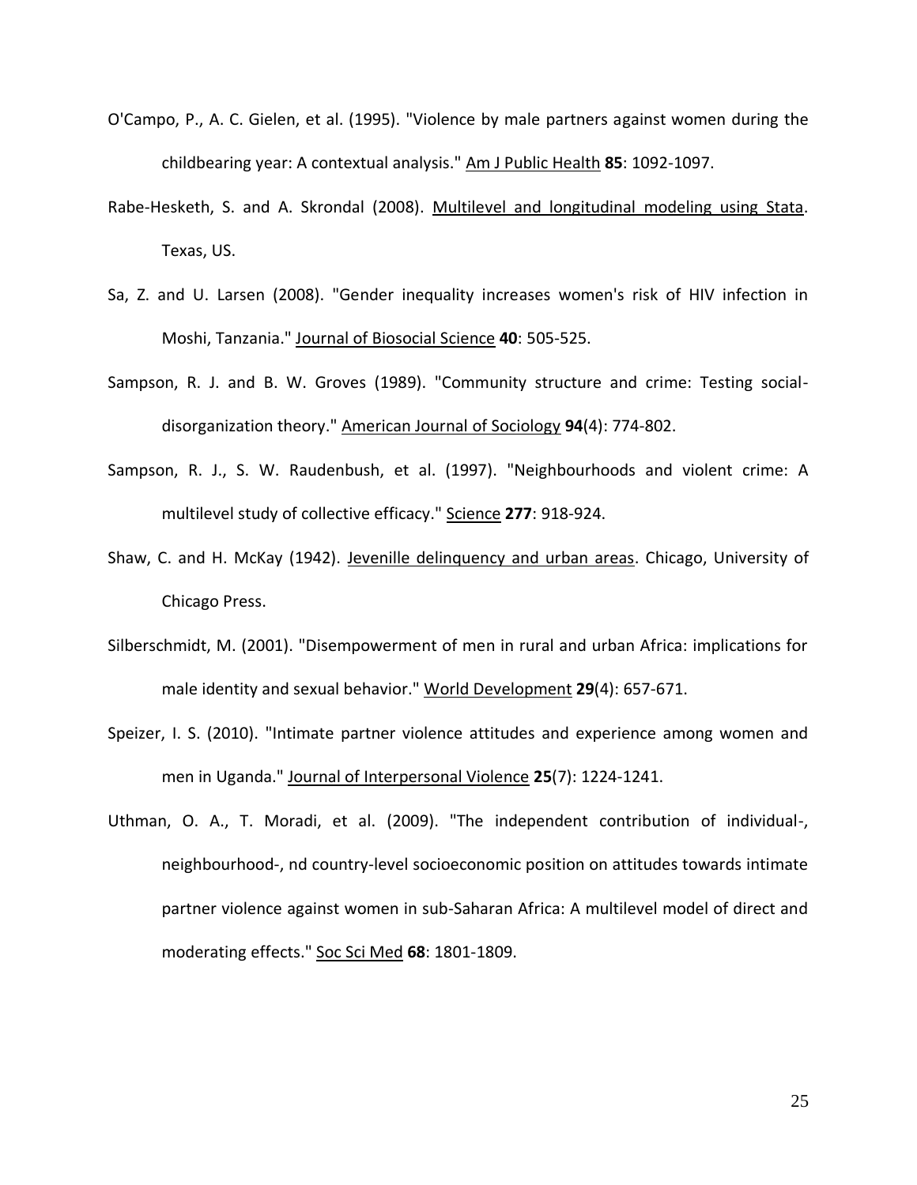O'Campo, P., A. C. Gielen, et al. (1995). "Violence by male partners against women during the childbearing year: A contextual analysis." Am J Public Health **85**: 1092-1097.

Rabe-Hesketh, S. and A. Skrondal (2008). Multilevel and longitudinal modeling using Stata. Texas, US.

Sa, Z. and U. Larsen (2008). "Gender inequality increases women's risk of HIV infection in Moshi, Tanzania." Journal of Biosocial Science **40**: 505-525.

Sampson, R. J. and B. W. Groves (1989). "Community structure and crime: Testing social-disorganization theory." American Journal of Sociology **94**(4): 774-802.

Sampson, R. J., S. W. Raudenbush, et al. (1997). "Neighbourhoods and violent crime: A multilevel study of collective efficacy." Science **277**: 918-924.

Shaw, C. and H. McKay (1942). Jevenille delinquency and urban areas. Chicago, University of Chicago Press.

Silberschmidt, M. (2001). "Disempowerment of men in rural and urban Africa: implications for male identity and sexual behavior." World Development **29**(4): 657-671.

Speizer, I. S. (2010). "Intimate partner violence attitudes and experience among women and men in Uganda." Journal of Interpersonal Violence **25**(7): 1224-1241.

Uthman, O. A., T. Moradi, et al. (2009). "The independent contribution of individual-, neighbourhood-, nd country-level socioeconomic position on attitudes towards intimate partner violence against women in sub-Saharan Africa: A multilevel model of direct and moderating effects." Soc Sci Med **68**: 1801-1809.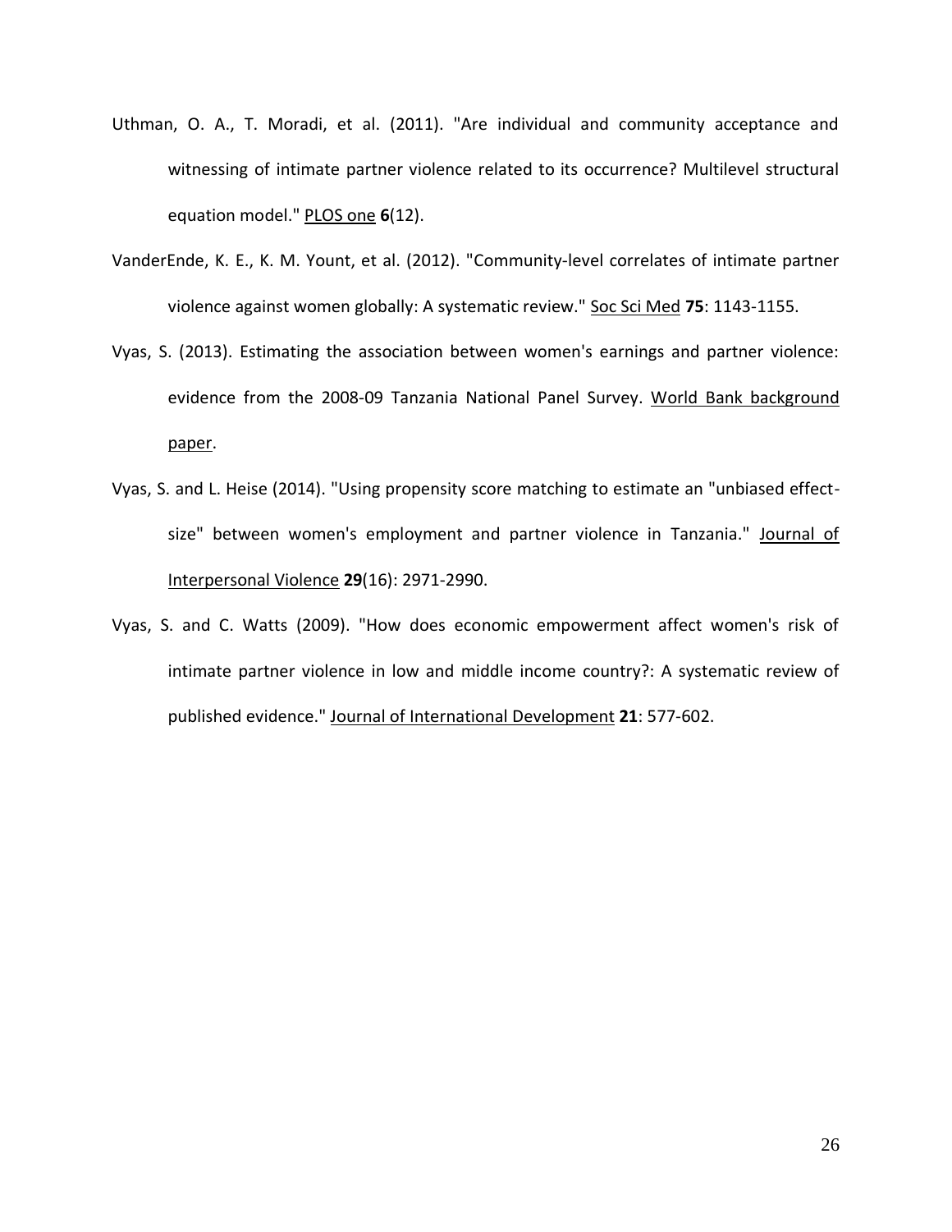Uthman, O. A., T. Moradi, et al. (2011). "Are individual and community acceptance and witnessing of intimate partner violence related to its occurrence? Multilevel structural equation model." PLOS one **6**(12).

VanderEnde, K. E., K. M. Yount, et al. (2012). "Community-level correlates of intimate partner violence against women globally: A systematic review." Soc Sci Med **75**: 1143-1155.

Vyas, S. (2013). Estimating the association between women's earnings and partner violence: evidence from the 2008-09 Tanzania National Panel Survey. World Bank background paper.

Vyas, S. and L. Heise (2014). "Using propensity score matching to estimate an "unbiased effect-size" between women's employment and partner violence in Tanzania." Journal of Interpersonal Violence **29**(16): 2971-2990.

Vyas, S. and C. Watts (2009). "How does economic empowerment affect women's risk of intimate partner violence in low and middle income country?: A systematic review of published evidence." Journal of International Development **21**: 577-602.